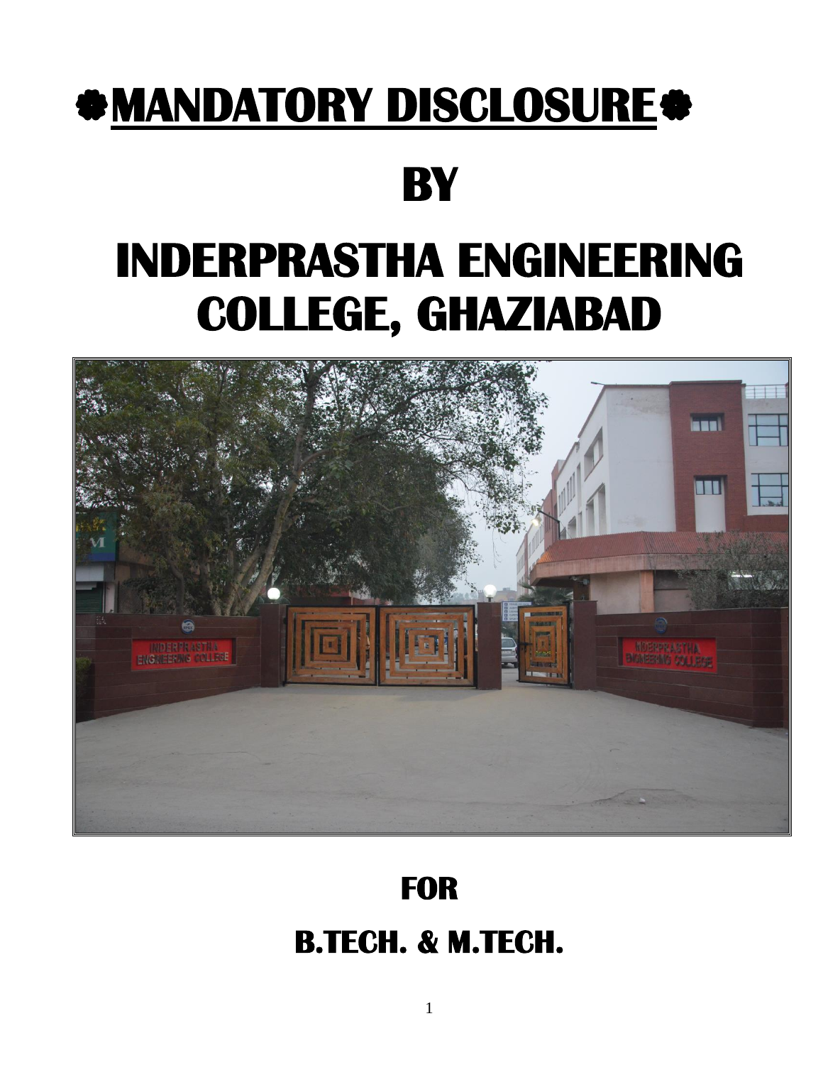# ❁MANDATORY DISCLOSURE❁

# BY

# INDERPRASTHA ENGINEERING COLLEGE, GHAZIABAD

## FOR

## B.TECH. & M.TECH.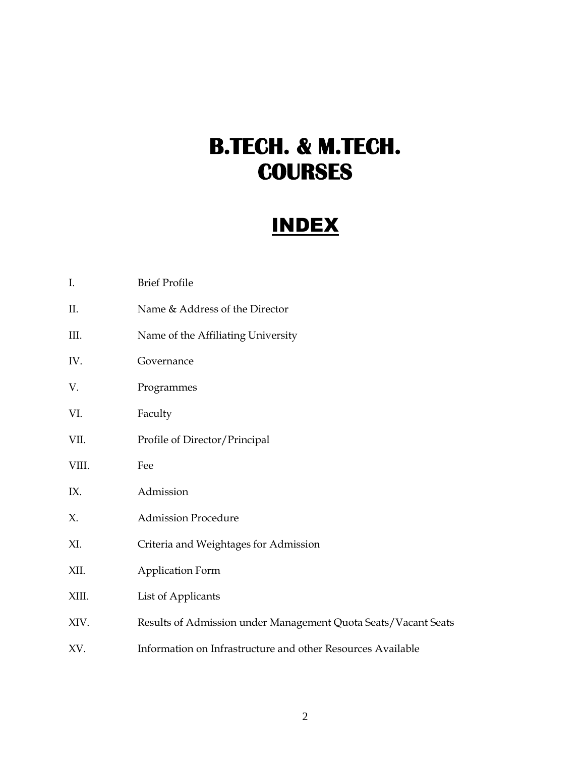# B.TECH. & M.TECH. COURSES

## INDEX

| | |
|---|---|
| I. | Brief Profile |
| II. | Name & Address of the Director |
| III. | Name of the Affiliating University |
| IV. | Governance |
| V. | Programmes |
| VI. | Faculty |
| VII. | Profile of Director/Principal |
| VIII. | Fee |
| IX. | Admission |
| X. | Admission Procedure |
| XI. | Criteria and Weightages for Admission |
| XII. | Application Form |
| XIII. | List of Applicants |
| XIV. | Results of Admission under Management Quota Seats/Vacant Seats |
| XV. | Information on Infrastructure and other Resources Available |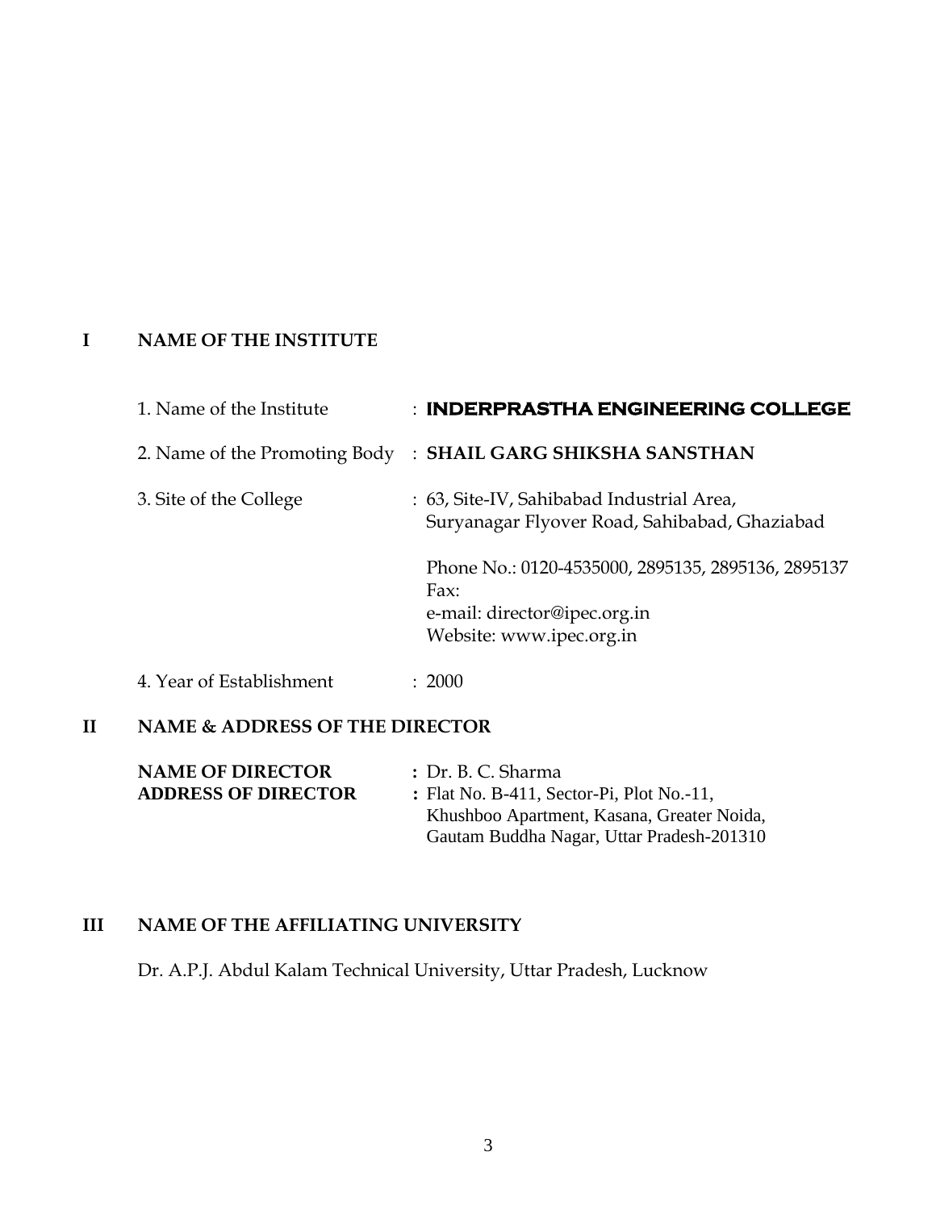## I NAME OF THE INSTITUTE

1. Name of the Institute : **INDERPRASTHA ENGINEERING COLLEGE**

2. Name of the Promoting Body : **SHAIL GARG SHIKSHA SANSTHAN**

3. Site of the College : 63, Site-IV, Sahibabad Industrial Area, Suryanagar Flyover Road, Sahibabad, Ghaziabad

   Phone No.: 0120-4535000, 2895135, 2895136, 2895137
   Fax:
   e-mail: director@ipec.org.in
   Website: www.ipec.org.in

4. Year of Establishment : 2000

## II NAME & ADDRESS OF THE DIRECTOR

**NAME OF DIRECTOR** **:** Dr. B. C. Sharma
**ADDRESS OF DIRECTOR** **:** Flat No. B-411, Sector-Pi, Plot No.-11, Khushboo Apartment, Kasana, Greater Noida, Gautam Buddha Nagar, Uttar Pradesh-201310

## III NAME OF THE AFFILIATING UNIVERSITY

Dr. A.P.J. Abdul Kalam Technical University, Uttar Pradesh, Lucknow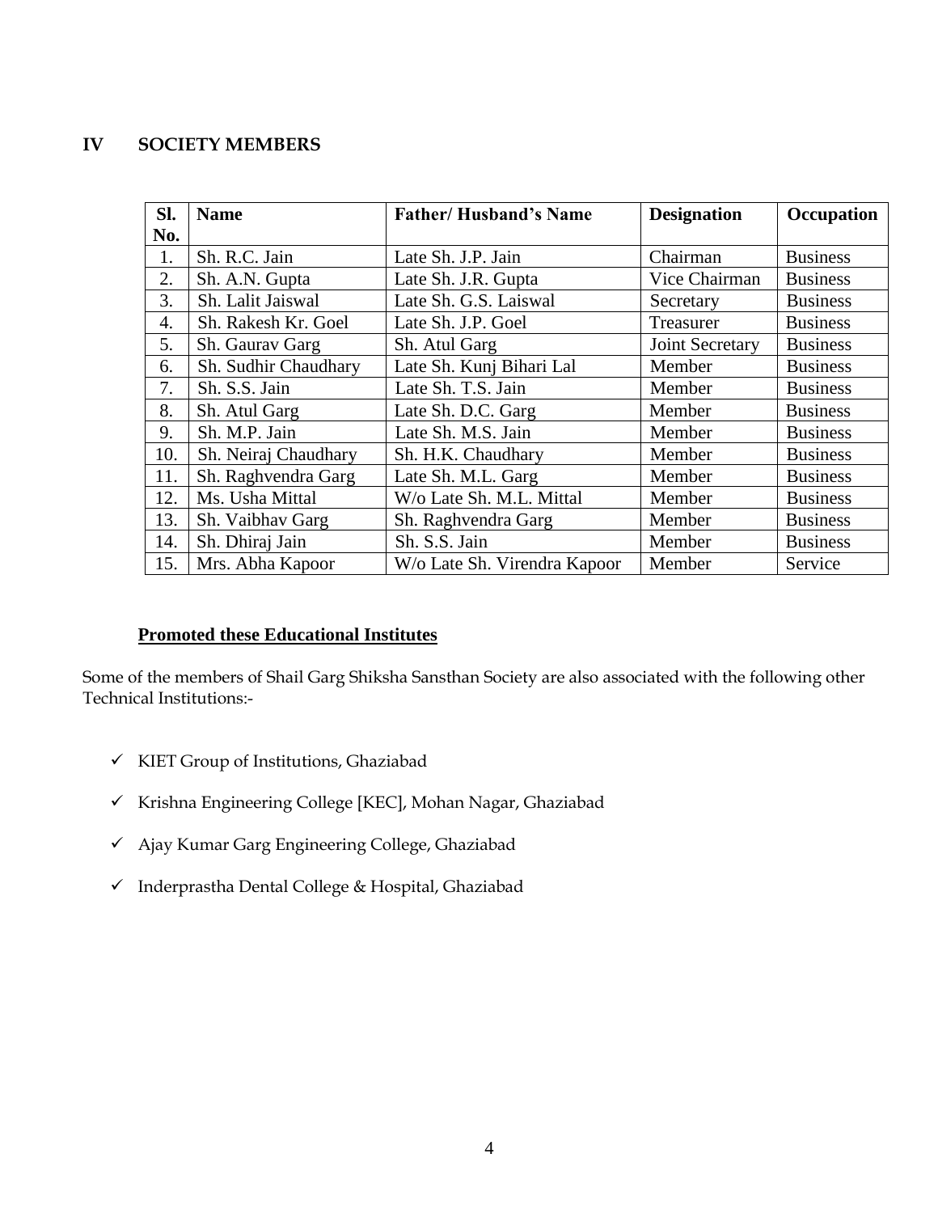## IV SOCIETY MEMBERS

| Sl. No. | Name | Father/ Husband's Name | Designation | Occupation |
|---|---|---|---|---|
| 1. | Sh. R.C. Jain | Late Sh. J.P. Jain | Chairman | Business |
| 2. | Sh. A.N. Gupta | Late Sh. J.R. Gupta | Vice Chairman | Business |
| 3. | Sh. Lalit Jaiswal | Late Sh. G.S. Laiswal | Secretary | Business |
| 4. | Sh. Rakesh Kr. Goel | Late Sh. J.P. Goel | Treasurer | Business |
| 5. | Sh. Gaurav Garg | Sh. Atul Garg | Joint Secretary | Business |
| 6. | Sh. Sudhir Chaudhary | Late Sh. Kunj Bihari Lal | Member | Business |
| 7. | Sh. S.S. Jain | Late Sh. T.S. Jain | Member | Business |
| 8. | Sh. Atul Garg | Late Sh. D.C. Garg | Member | Business |
| 9. | Sh. M.P. Jain | Late Sh. M.S. Jain | Member | Business |
| 10. | Sh. Neiraj Chaudhary | Sh. H.K. Chaudhary | Member | Business |
| 11. | Sh. Raghvendra Garg | Late Sh. M.L. Garg | Member | Business |
| 12. | Ms. Usha Mittal | W/o Late Sh. M.L. Mittal | Member | Business |
| 13. | Sh. Vaibhav Garg | Sh. Raghvendra Garg | Member | Business |
| 14. | Sh. Dhiraj Jain | Sh. S.S. Jain | Member | Business |
| 15. | Mrs. Abha Kapoor | W/o Late Sh. Virendra Kapoor | Member | Service |

**Promoted these Educational Institutes**

Some of the members of Shail Garg Shiksha Sansthan Society are also associated with the following other Technical Institutions:-

- ✓ KIET Group of Institutions, Ghaziabad
- ✓ Krishna Engineering College [KEC], Mohan Nagar, Ghaziabad
- ✓ Ajay Kumar Garg Engineering College, Ghaziabad
- ✓ Inderprastha Dental College & Hospital, Ghaziabad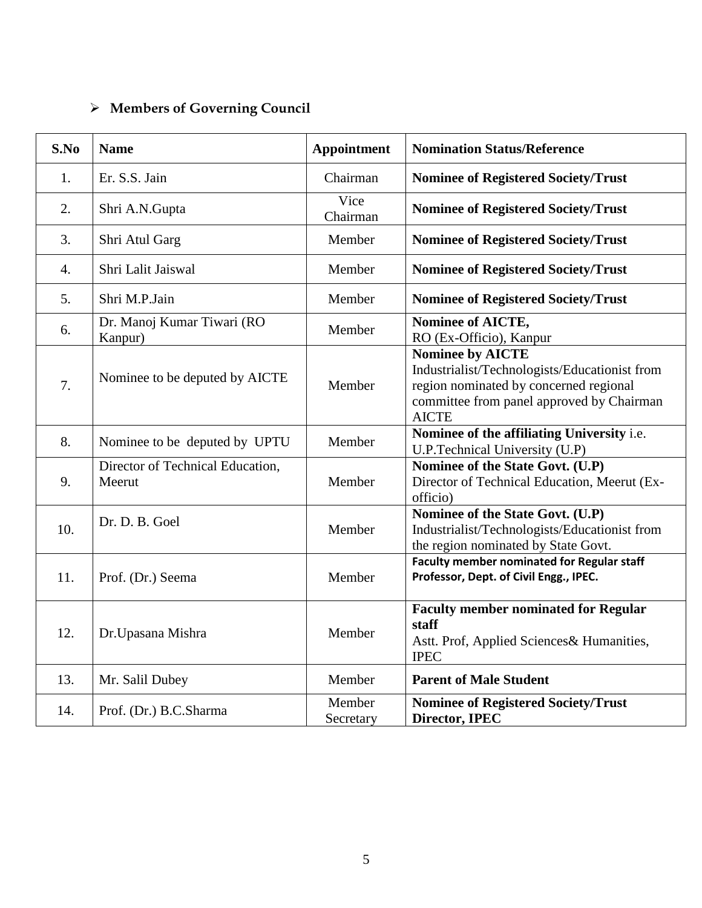- **Members of Governing Council**

| S.No | Name | Appointment | Nomination Status/Reference |
|---|---|---|---|
| 1. | Er. S.S. Jain | Chairman | **Nominee of Registered Society/Trust** |
| 2. | Shri A.N.Gupta | Vice Chairman | **Nominee of Registered Society/Trust** |
| 3. | Shri Atul Garg | Member | **Nominee of Registered Society/Trust** |
| 4. | Shri Lalit Jaiswal | Member | **Nominee of Registered Society/Trust** |
| 5. | Shri M.P.Jain | Member | **Nominee of Registered Society/Trust** |
| 6. | Dr. Manoj Kumar Tiwari (RO Kanpur) | Member | **Nominee of AICTE,** RO (Ex-Officio), Kanpur |
| 7. | Nominee to be deputed by AICTE | Member | **Nominee by AICTE** Industrialist/Technologists/Educationist from region nominated by concerned regional committee from panel approved by Chairman AICTE |
| 8. | Nominee to be deputed by UPTU | Member | **Nominee of the affiliating University** i.e. U.P.Technical University (U.P) |
| 9. | Director of Technical Education, Meerut | Member | **Nominee of the State Govt. (U.P)** Director of Technical Education, Meerut (Ex-officio) |
| 10. | Dr. D. B. Goel | Member | **Nominee of the State Govt. (U.P)** Industrialist/Technologists/Educationist from the region nominated by State Govt. |
| 11. | Prof. (Dr.) Seema | Member | **Faculty member nominated for Regular staff Professor, Dept. of Civil Engg., IPEC.** |
| 12. | Dr.Upasana Mishra | Member | **Faculty member nominated for Regular staff** Astt. Prof, Applied Sciences& Humanities, IPEC |
| 13. | Mr. Salil Dubey | Member | **Parent of Male Student** |
| 14. | Prof. (Dr.) B.C.Sharma | Member Secretary | **Nominee of Registered Society/Trust Director, IPEC** |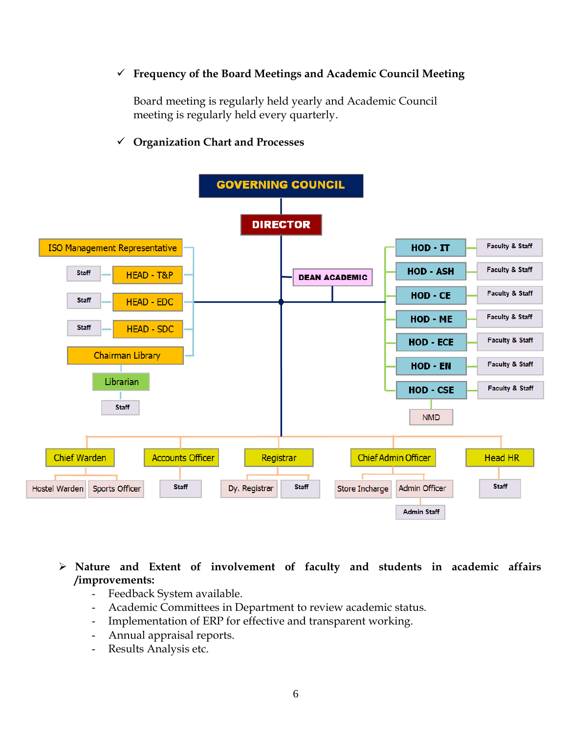- ✓ **Frequency of the Board Meetings and Academic Council Meeting**

  Board meeting is regularly held yearly and Academic Council meeting is regularly held every quarterly.

- ✓ **Organization Chart and Processes**

- GOVERNING COUNCIL
  - DIRECTOR
    - DEAN ACADEMIC
    - ISO Management Representative
    - HEAD - T&P
      - Staff
    - HEAD - EDC
      - Staff
    - HEAD - SDC
      - Staff
    - Chairman Library
      - Librarian
        - Staff
    - HOD - IT
      - Faculty & Staff
    - HOD - ASH
      - Faculty & Staff
    - HOD - CE
      - Faculty & Staff
    - HOD - ME
      - Faculty & Staff
    - HOD - ECE
      - Faculty & Staff
    - HOD - EN
      - Faculty & Staff
    - HOD - CSE
      - Faculty & Staff
      - NMD
    - Chief Warden
      - Hostel Warden
      - Sports Officer
    - Accounts Officer
      - Staff
    - Registrar
      - Dy. Registrar
      - Staff
    - Chief Admin Officer
      - Store Incharge
      - Admin Officer
        - Admin Staff
    - Head HR
      - Staff

➢ **Nature and Extent of involvement of faculty and students in academic affairs /improvements:**

- Feedback System available.
- Academic Committees in Department to review academic status.
- Implementation of ERP for effective and transparent working.
- Annual appraisal reports.
- Results Analysis etc.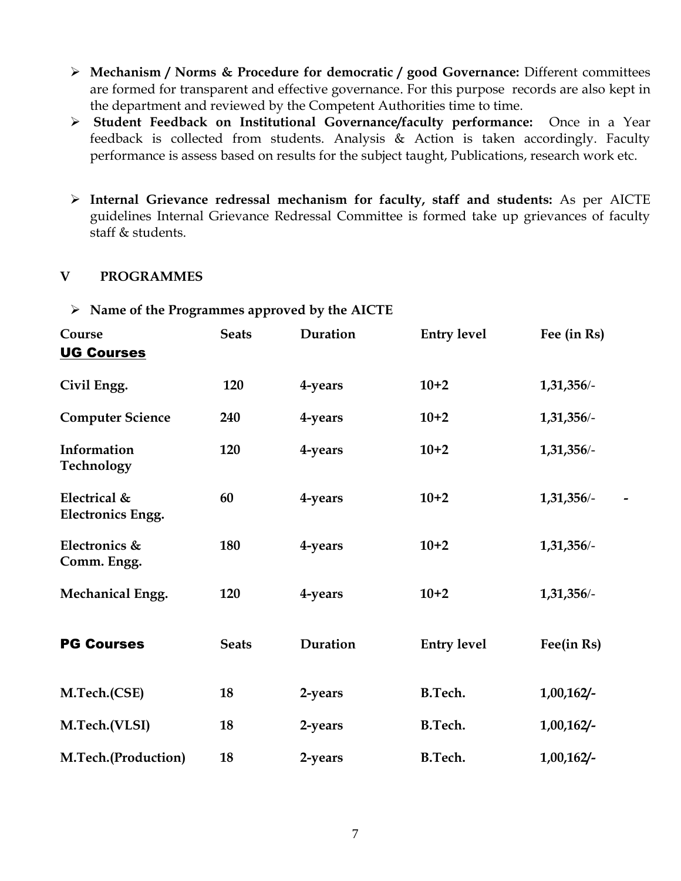- **Mechanism / Norms & Procedure for democratic / good Governance:** Different committees are formed for transparent and effective governance. For this purpose records are also kept in the department and reviewed by the Competent Authorities time to time.
- **Student Feedback on Institutional Governance/faculty performance:** Once in a Year feedback is collected from students. Analysis & Action is taken accordingly. Faculty performance is assess based on results for the subject taught, Publications, research work etc.

- **Internal Grievance redressal mechanism for faculty, staff and students:** As per AICTE guidelines Internal Grievance Redressal Committee is formed take up grievances of faculty staff & students.

## V PROGRAMMES

- **Name of the Programmes approved by the AICTE**

| Course | Seats | Duration | Entry level | Fee (in Rs) |
|---|---|---|---|---|
| **UG Courses** | | | | |
| **Civil Engg.** | **120** | **4-years** | **10+2** | **1,31,356/-** |
| **Computer Science** | **240** | **4-years** | **10+2** | **1,31,356/-** |
| **Information Technology** | **120** | **4-years** | **10+2** | **1,31,356/-** |
| **Electrical & Electronics Engg.** | **60** | **4-years** | **10+2** | **1,31,356/-** - |
| **Electronics & Comm. Engg.** | **180** | **4-years** | **10+2** | **1,31,356/-** |
| **Mechanical Engg.** | **120** | **4-years** | **10+2** | **1,31,356/-** |
| **PG Courses** | **Seats** | **Duration** | **Entry level** | **Fee(in Rs)** |
| **M.Tech.(CSE)** | **18** | **2-years** | **B.Tech.** | **1,00,162/-** |
| **M.Tech.(VLSI)** | **18** | **2-years** | **B.Tech.** | **1,00,162/-** |
| **M.Tech.(Production)** | **18** | **2-years** | **B.Tech.** | **1,00,162/-** |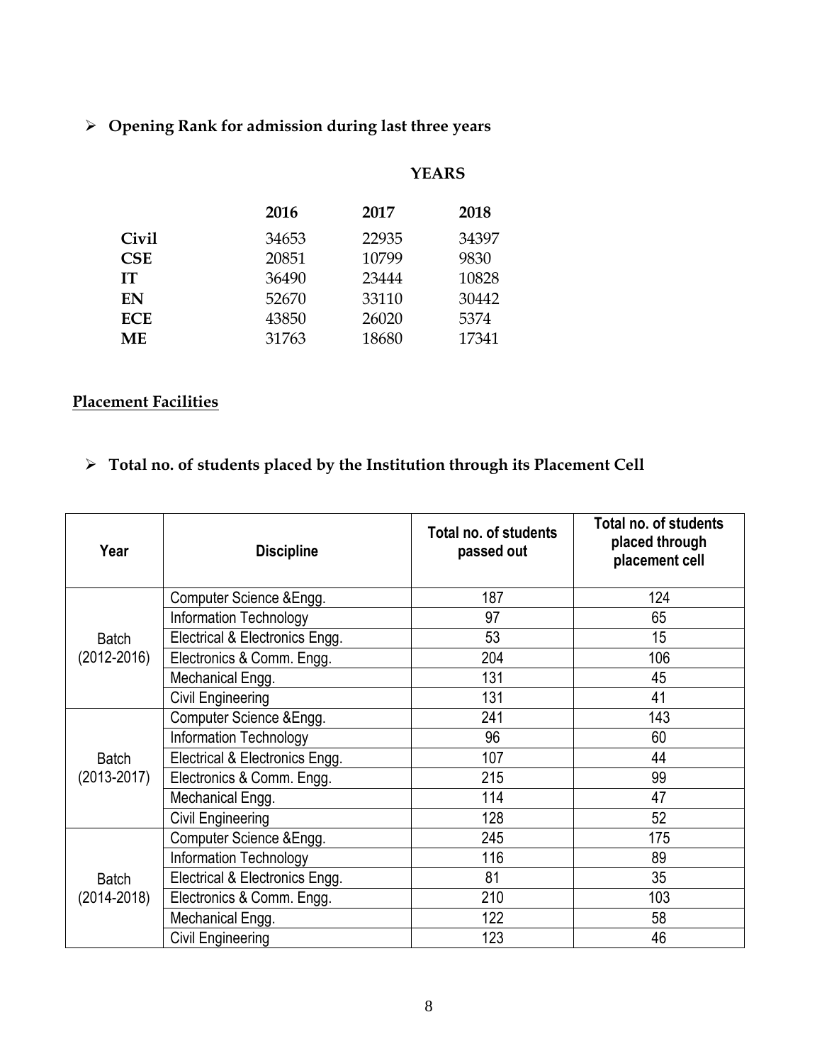- **Opening Rank for admission during last three years**

| | YEARS | | |
|---|---|---|---|
| | **2016** | **2017** | **2018** |
| **Civil** | 34653 | 22935 | 34397 |
| **CSE** | 20851 | 10799 | 9830 |
| **IT** | 36490 | 23444 | 10828 |
| **EN** | 52670 | 33110 | 30442 |
| **ECE** | 43850 | 26020 | 5374 |
| **ME** | 31763 | 18680 | 17341 |

## Placement Facilities

- **Total no. of students placed by the Institution through its Placement Cell**

| Year | Discipline | Total no. of students passed out | Total no. of students placed through placement cell |
|---|---|---|---|
| Batch (2012-2016) | Computer Science &Engg. | 187 | 124 |
| | Information Technology | 97 | 65 |
| | Electrical & Electronics Engg. | 53 | 15 |
| | Electronics & Comm. Engg. | 204 | 106 |
| | Mechanical Engg. | 131 | 45 |
| | Civil Engineering | 131 | 41 |
| Batch (2013-2017) | Computer Science &Engg. | 241 | 143 |
| | Information Technology | 96 | 60 |
| | Electrical & Electronics Engg. | 107 | 44 |
| | Electronics & Comm. Engg. | 215 | 99 |
| | Mechanical Engg. | 114 | 47 |
| | Civil Engineering | 128 | 52 |
| Batch (2014-2018) | Computer Science &Engg. | 245 | 175 |
| | Information Technology | 116 | 89 |
| | Electrical & Electronics Engg. | 81 | 35 |
| | Electronics & Comm. Engg. | 210 | 103 |
| | Mechanical Engg. | 122 | 58 |
| | Civil Engineering | 123 | 46 |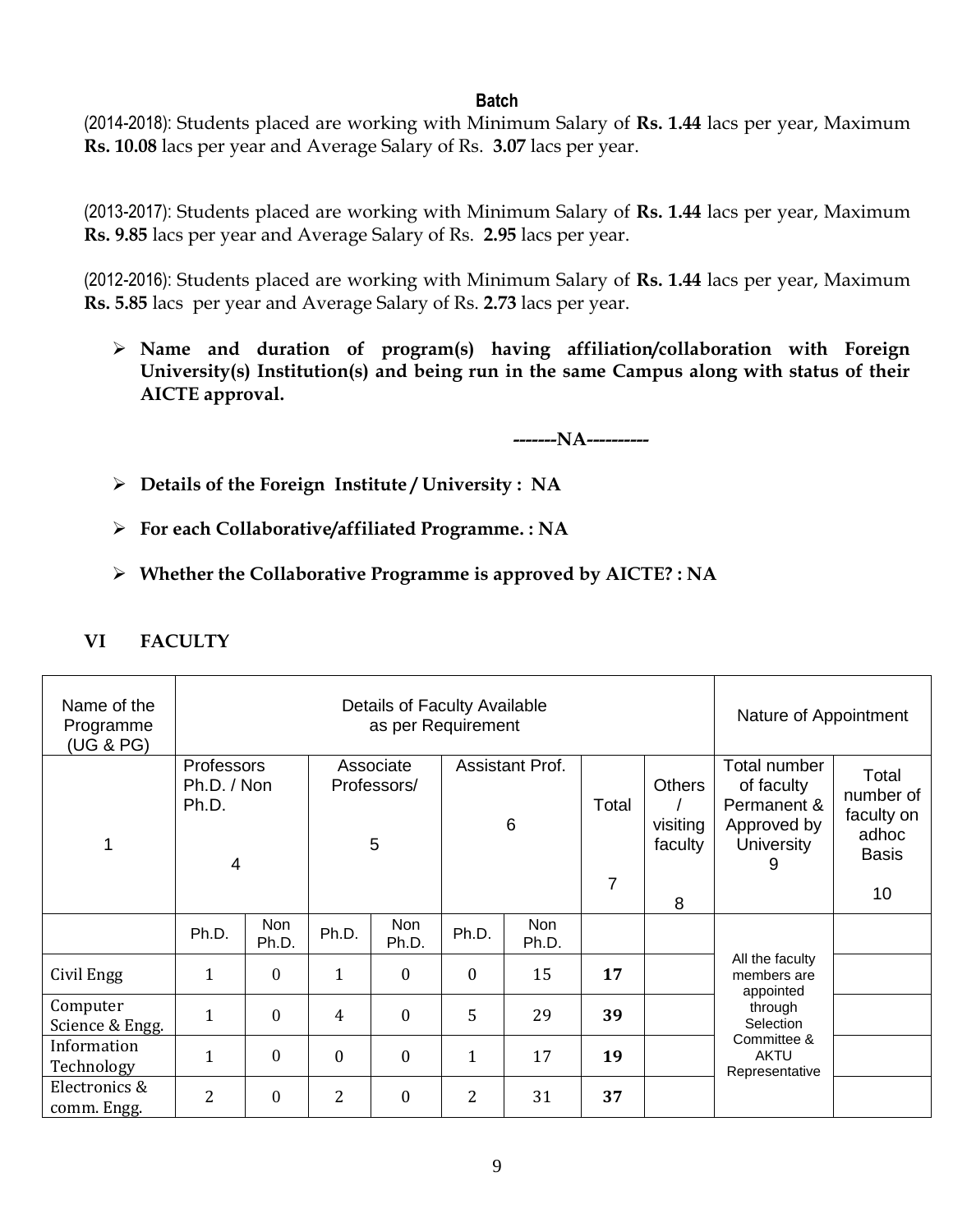**Batch**

(2014-2018): Students placed are working with Minimum Salary of **Rs. 1.44** lacs per year, Maximum **Rs. 10.08** lacs per year and Average Salary of Rs. **3.07** lacs per year.

(2013-2017): Students placed are working with Minimum Salary of **Rs. 1.44** lacs per year, Maximum **Rs. 9.85** lacs per year and Average Salary of Rs. **2.95** lacs per year.

(2012-2016): Students placed are working with Minimum Salary of **Rs. 1.44** lacs per year, Maximum **Rs. 5.85** lacs per year and Average Salary of Rs. **2.73** lacs per year.

- **Name and duration of program(s) having affiliation/collaboration with Foreign University(s) Institution(s) and being run in the same Campus along with status of their AICTE approval.**

**-------NA----------**

- **Details of the Foreign Institute / University : NA**
- **For each Collaborative/affiliated Programme. : NA**
- **Whether the Collaborative Programme is approved by AICTE? : NA**

## VI FACULTY

| Name of the Programme (UG & PG) | Details of Faculty Available as per Requirement | | | | | | | | Nature of Appointment | |
|---|---|---|---|---|---|---|---|---|---|---|
| 1 | Professors Ph.D. / Non Ph.D. 4 | | Associate Professors/ 5 | | Assistant Prof. 6 | | Total 7 | Others / visiting faculty 8 | Total number of faculty Permanent & Approved by University 9 | Total number of faculty on adhoc Basis 10 |
| | Ph.D. | Non Ph.D. | Ph.D. | Non Ph.D. | Ph.D. | Non Ph.D. | | | | |
| Civil Engg | 1 | 0 | 1 | 0 | 0 | 15 | **17** | | All the faculty members are appointed through Selection Committee & AKTU Representative | |
| Computer Science & Engg. | 1 | 0 | 4 | 0 | 5 | 29 | **39** | | | |
| Information Technology | 1 | 0 | 0 | 0 | 1 | 17 | **19** | | | |
| Electronics & comm. Engg. | 2 | 0 | 2 | 0 | 2 | 31 | **37** | | | |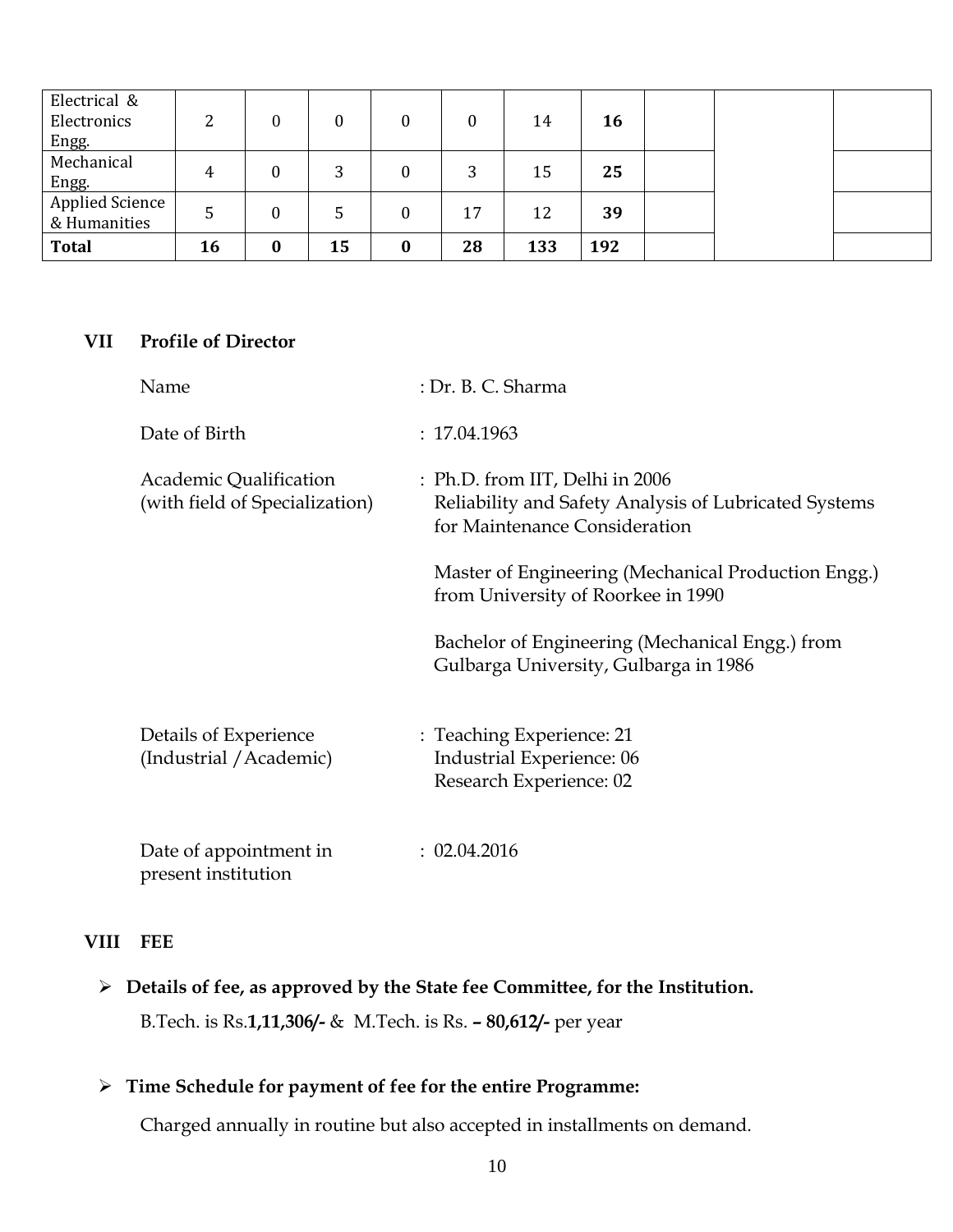| Electrical & Electronics Engg. | 2 | 0 | 0 | 0 | 0 | 14 | **16** | | | |
|---|---|---|---|---|---|---|---|---|---|---|
| Mechanical Engg. | 4 | 0 | 3 | 0 | 3 | 15 | **25** | | | |
| Applied Science & Humanities | 5 | 0 | 5 | 0 | 17 | 12 | **39** | | | |
| **Total** | **16** | **0** | **15** | **0** | **28** | **133** | **192** | | | |

## VII Profile of Director

Name : Dr. B. C. Sharma

Date of Birth : 17.04.1963

Academic Qualification (with field of Specialization) : Ph.D. from IIT, Delhi in 2006 Reliability and Safety Analysis of Lubricated Systems for Maintenance Consideration

Master of Engineering (Mechanical Production Engg.) from University of Roorkee in 1990

Bachelor of Engineering (Mechanical Engg.) from Gulbarga University, Gulbarga in 1986

Details of Experience (Industrial /Academic) : Teaching Experience: 21
Industrial Experience: 06
Research Experience: 02

Date of appointment in present institution : 02.04.2016

## VIII FEE

- **Details of fee, as approved by the State fee Committee, for the Institution.**

  B.Tech. is Rs.**1,11,306/-** & M.Tech. is Rs. **– 80,612/-** per year

- **Time Schedule for payment of fee for the entire Programme:**

  Charged annually in routine but also accepted in installments on demand.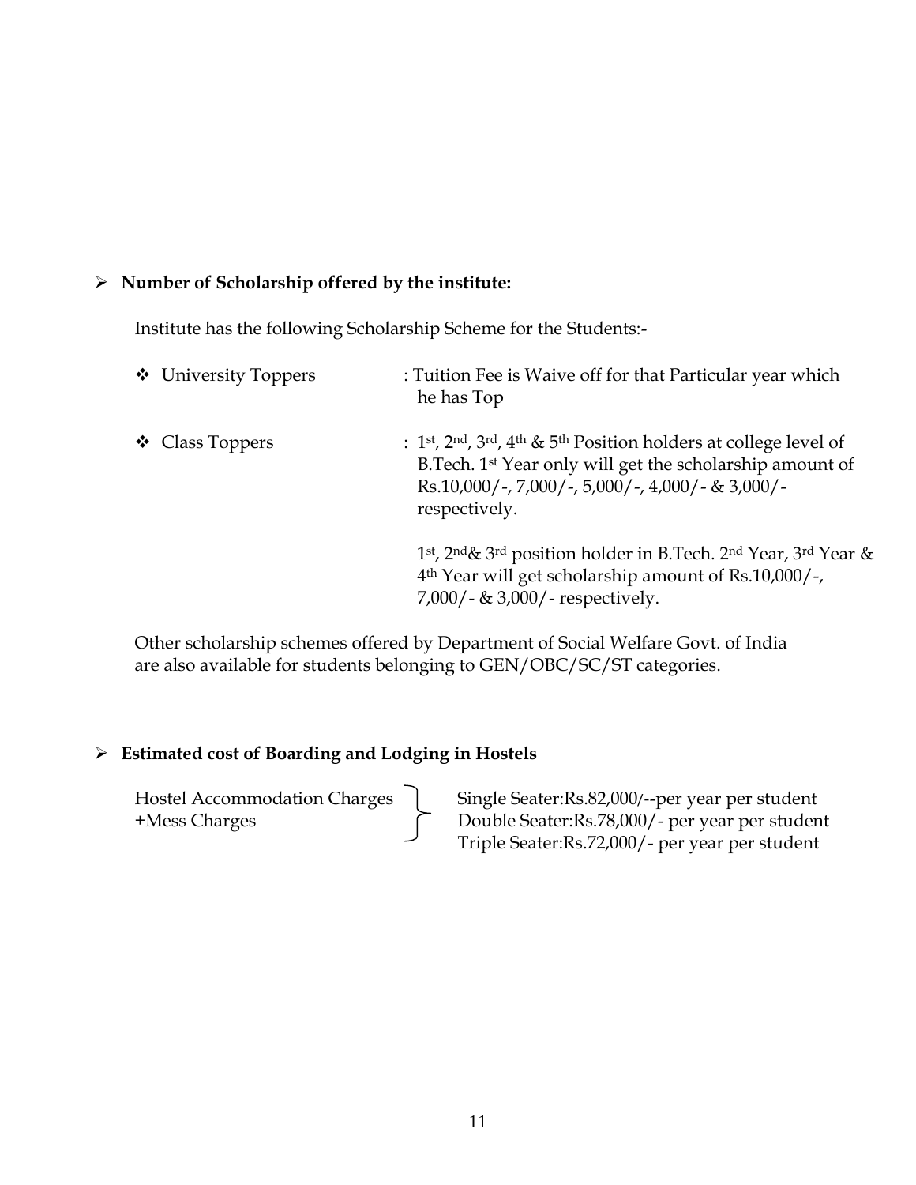- **Number of Scholarship offered by the institute:**

Institute has the following Scholarship Scheme for the Students:-

- University Toppers : Tuition Fee is Waive off for that Particular year which he has Top
- Class Toppers : 1st, 2nd, 3rd, 4th & 5th Position holders at college level of B.Tech. 1st Year only will get the scholarship amount of Rs.10,000/-, 7,000/-, 5,000/-, 4,000/- & 3,000/- respectively.

  1st, 2nd& 3rd position holder in B.Tech. 2nd Year, 3rd Year & 4th Year will get scholarship amount of Rs.10,000/-, 7,000/- & 3,000/- respectively.

Other scholarship schemes offered by Department of Social Welfare Govt. of India are also available for students belonging to GEN/OBC/SC/ST categories.

- **Estimated cost of Boarding and Lodging in Hostels**

Hostel Accommodation Charges +Mess Charges:

- Single Seater:Rs.82,000/--per year per student
- Double Seater:Rs.78,000/- per year per student
- Triple Seater:Rs.72,000/- per year per student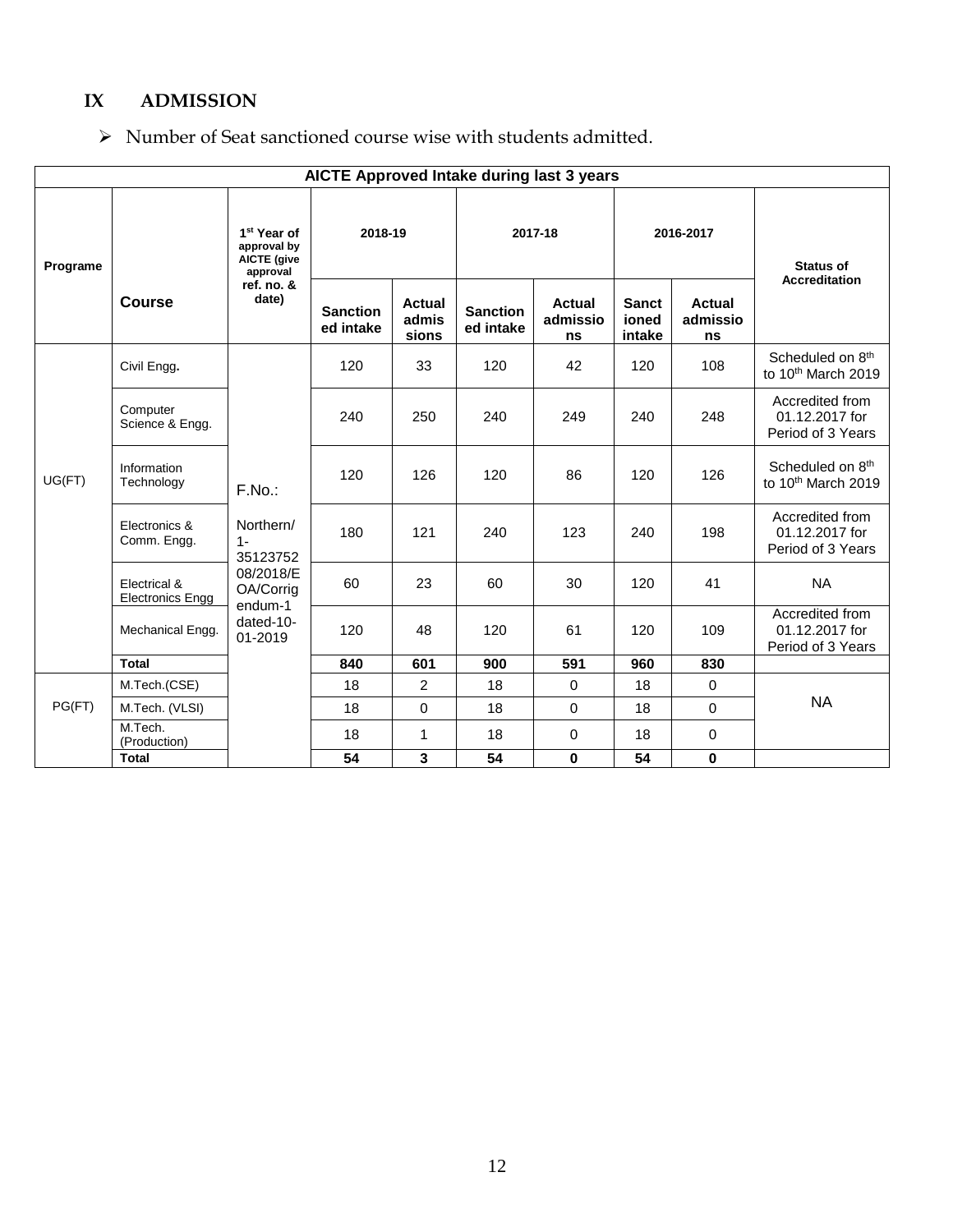## IX ADMISSION

- Number of Seat sanctioned course wise with students admitted.

| AICTE Approved Intake during last 3 years | | | | | | | | | |
|---|---|---|---|---|---|---|---|---|---|
| Programe | Course | 1st Year of approval by AICTE (give approval ref. no. & date) | 2018-19 | | 2017-18 | | 2016-2017 | | Status of Accreditation |
| | | | Sanctioned intake | Actual admissions | Sanctioned intake | Actual admissions | Sanctioned intake | Actual admissions | |
| UG(FT) | Civil Engg. | F.No.: Northern/ 1-35123752 08/2018/EOA/Corrigendum-1 dated-10-01-2019 | 120 | 33 | 120 | 42 | 120 | 108 | Scheduled on 8th to 10th March 2019 |
| | Computer Science & Engg. | | 240 | 250 | 240 | 249 | 240 | 248 | Accredited from 01.12.2017 for Period of 3 Years |
| | Information Technology | | 120 | 126 | 120 | 86 | 120 | 126 | Scheduled on 8th to 10th March 2019 |
| | Electronics & Comm. Engg. | | 180 | 121 | 240 | 123 | 240 | 198 | Accredited from 01.12.2017 for Period of 3 Years |
| | Electrical & Electronics Engg | | 60 | 23 | 60 | 30 | 120 | 41 | NA |
| | Mechanical Engg. | | 120 | 48 | 120 | 61 | 120 | 109 | Accredited from 01.12.2017 for Period of 3 Years |
| | **Total** | | **840** | **601** | **900** | **591** | **960** | **830** | |
| PG(FT) | M.Tech.(CSE) | | 18 | 2 | 18 | 0 | 18 | 0 | NA |
| | M.Tech. (VLSI) | | 18 | 0 | 18 | 0 | 18 | 0 | |
| | M.Tech. (Production) | | 18 | 1 | 18 | 0 | 18 | 0 | |
| | **Total** | | **54** | **3** | **54** | **0** | **54** | **0** | |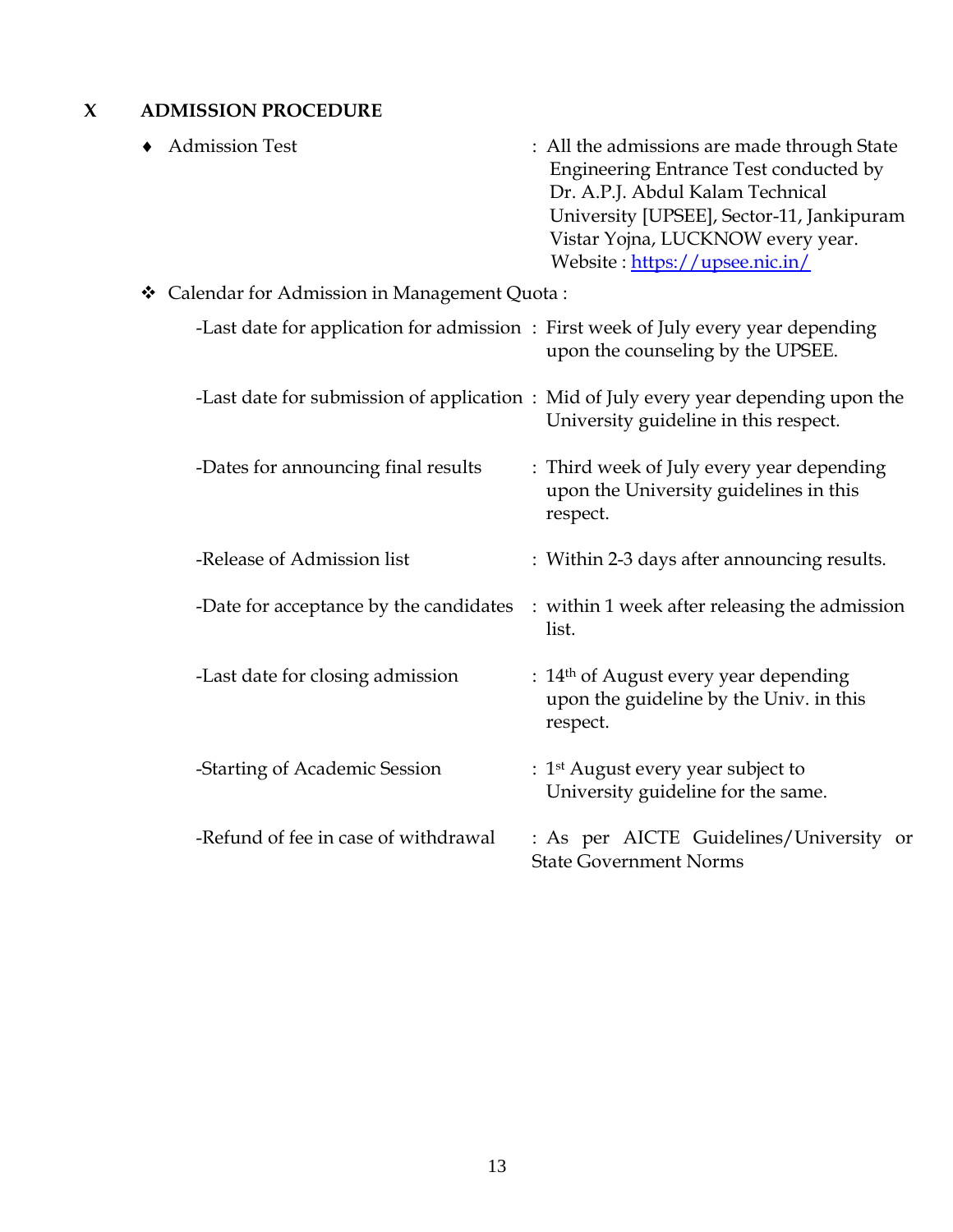## X ADMISSION PROCEDURE

- Admission Test : All the admissions are made through State Engineering Entrance Test conducted by Dr. A.P.J. Abdul Kalam Technical University [UPSEE], Sector-11, Jankipuram Vistar Yojna, LUCKNOW every year. Website : https://upsee.nic.in/

- Calendar for Admission in Management Quota :

| | |
|---|---|
| -Last date for application for admission | : First week of July every year depending upon the counseling by the UPSEE. |
| -Last date for submission of application | : Mid of July every year depending upon the University guideline in this respect. |
| -Dates for announcing final results | : Third week of July every year depending upon the University guidelines in this respect. |
| -Release of Admission list | : Within 2-3 days after announcing results. |
| -Date for acceptance by the candidates | : within 1 week after releasing the admission list. |
| -Last date for closing admission | : 14th of August every year depending upon the guideline by the Univ. in this respect. |
| -Starting of Academic Session | : 1st August every year subject to University guideline for the same. |
| -Refund of fee in case of withdrawal | : As per AICTE Guidelines/University or State Government Norms |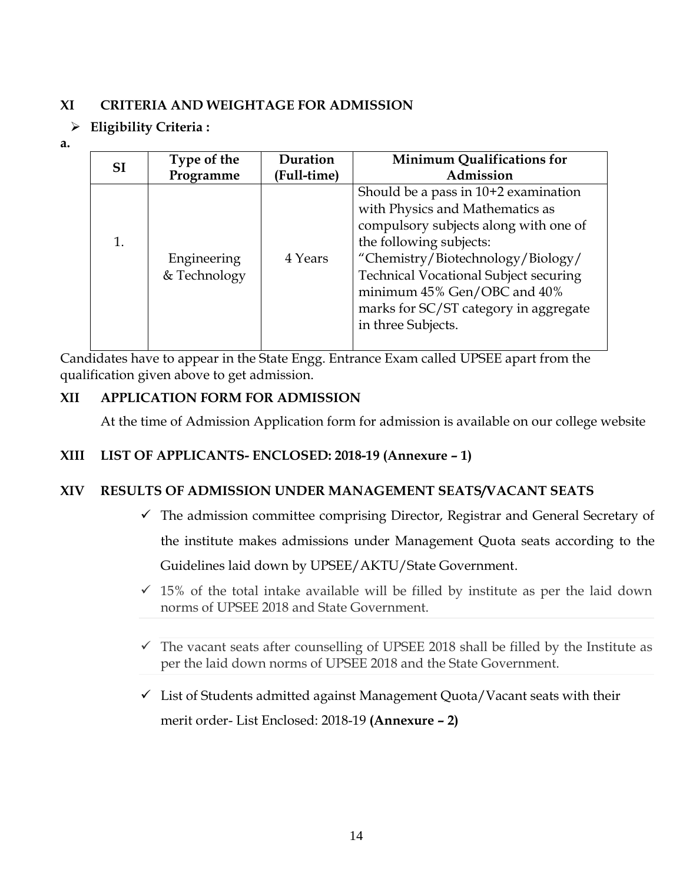## XI CRITERIA AND WEIGHTAGE FOR ADMISSION

- **Eligibility Criteria :**

**a.**

| SI | Type of the Programme | Duration (Full-time) | Minimum Qualifications for Admission |
|---|---|---|---|
| 1. | Engineering & Technology | 4 Years | Should be a pass in 10+2 examination with Physics and Mathematics as compulsory subjects along with one of the following subjects: "Chemistry/Biotechnology/Biology/ Technical Vocational Subject securing minimum 45% Gen/OBC and 40% marks for SC/ST category in aggregate in three Subjects. |

Candidates have to appear in the State Engg. Entrance Exam called UPSEE apart from the qualification given above to get admission.

## XII APPLICATION FORM FOR ADMISSION

At the time of Admission Application form for admission is available on our college website

## XIII LIST OF APPLICANTS- ENCLOSED: 2018-19 (Annexure – 1)

## XIV RESULTS OF ADMISSION UNDER MANAGEMENT SEATS/VACANT SEATS

- ✓ The admission committee comprising Director, Registrar and General Secretary of the institute makes admissions under Management Quota seats according to the Guidelines laid down by UPSEE/AKTU/State Government.
- ✓ 15% of the total intake available will be filled by institute as per the laid down norms of UPSEE 2018 and State Government.
- ✓ The vacant seats after counselling of UPSEE 2018 shall be filled by the Institute as per the laid down norms of UPSEE 2018 and the State Government.
- ✓ List of Students admitted against Management Quota/Vacant seats with their merit order- List Enclosed: 2018-19 **(Annexure – 2)**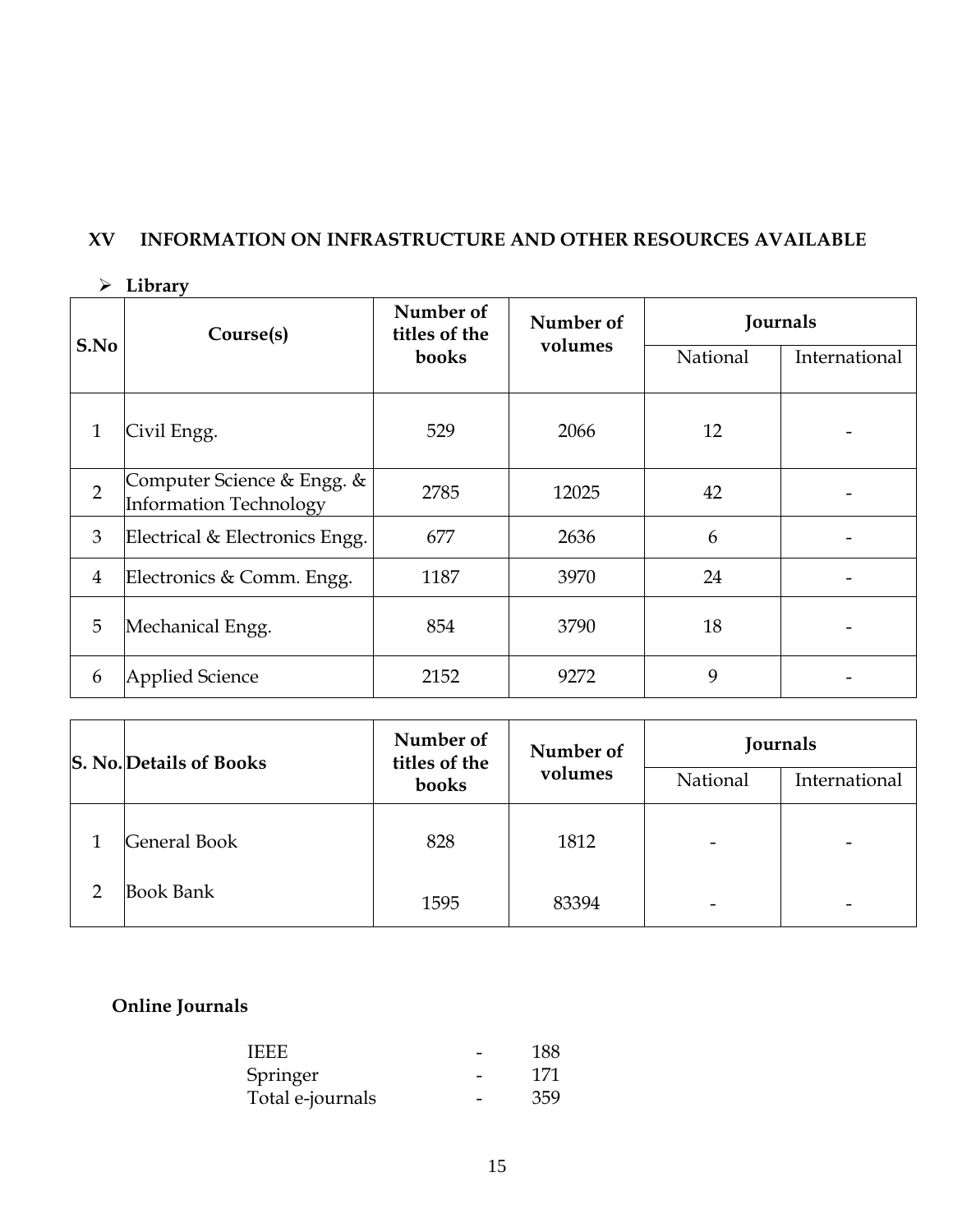## XV INFORMATION ON INFRASTRUCTURE AND OTHER RESOURCES AVAILABLE

- **Library**

| S.No | Course(s) | Number of titles of the books | Number of volumes | Journals | |
|---|---|---|---|---|---|
| | | | | National | International |
| 1 | Civil Engg. | 529 | 2066 | 12 | - |
| 2 | Computer Science & Engg. & Information Technology | 2785 | 12025 | 42 | - |
| 3 | Electrical & Electronics Engg. | 677 | 2636 | 6 | - |
| 4 | Electronics & Comm. Engg. | 1187 | 3970 | 24 | - |
| 5 | Mechanical Engg. | 854 | 3790 | 18 | - |
| 6 | Applied Science | 2152 | 9272 | 9 | - |

| S. No. | Details of Books | Number of titles of the books | Number of volumes | Journals | |
|---|---|---|---|---|---|
| | | | | National | International |
| 1 | General Book | 828 | 1812 | - | - |
| 2 | Book Bank | 1595 | 83394 | - | - |

**Online Journals**

IEEE - 188
Springer - 171
Total e-journals - 359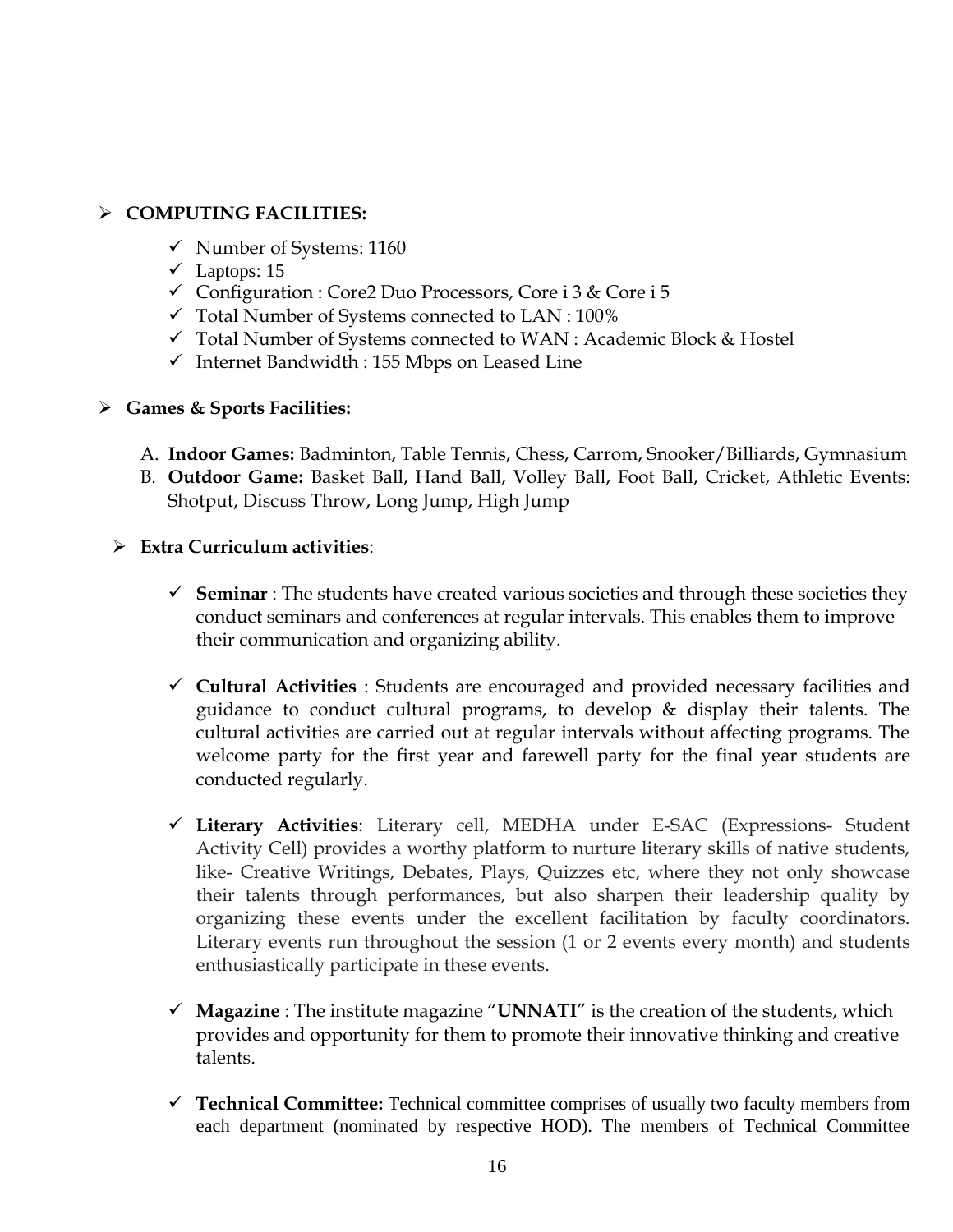- **COMPUTING FACILITIES:**
  - ✓ Number of Systems: 1160
  - ✓ Laptops: 15
  - ✓ Configuration : Core2 Duo Processors, Core i 3 & Core i 5
  - ✓ Total Number of Systems connected to LAN : 100%
  - ✓ Total Number of Systems connected to WAN : Academic Block & Hostel
  - ✓ Internet Bandwidth : 155 Mbps on Leased Line

- **Games & Sports Facilities:**

  A. **Indoor Games:** Badminton, Table Tennis, Chess, Carrom, Snooker/Billiards, Gymnasium

  B. **Outdoor Game:** Basket Ball, Hand Ball, Volley Ball, Foot Ball, Cricket, Athletic Events: Shotput, Discuss Throw, Long Jump, High Jump

- **Extra Curriculum activities**:

  - ✓ **Seminar** : The students have created various societies and through these societies they conduct seminars and conferences at regular intervals. This enables them to improve their communication and organizing ability.

  - ✓ **Cultural Activities** : Students are encouraged and provided necessary facilities and guidance to conduct cultural programs, to develop & display their talents. The cultural activities are carried out at regular intervals without affecting programs. The welcome party for the first year and farewell party for the final year students are conducted regularly.

  - ✓ **Literary Activities**: Literary cell, MEDHA under E-SAC (Expressions- Student Activity Cell) provides a worthy platform to nurture literary skills of native students, like- Creative Writings, Debates, Plays, Quizzes etc, where they not only showcase their talents through performances, but also sharpen their leadership quality by organizing these events under the excellent facilitation by faculty coordinators. Literary events run throughout the session (1 or 2 events every month) and students enthusiastically participate in these events.

  - ✓ **Magazine** : The institute magazine "**UNNATI**" is the creation of the students, which provides and opportunity for them to promote their innovative thinking and creative talents.

  - ✓ **Technical Committee:** Technical committee comprises of usually two faculty members from each department (nominated by respective HOD). The members of Technical Committee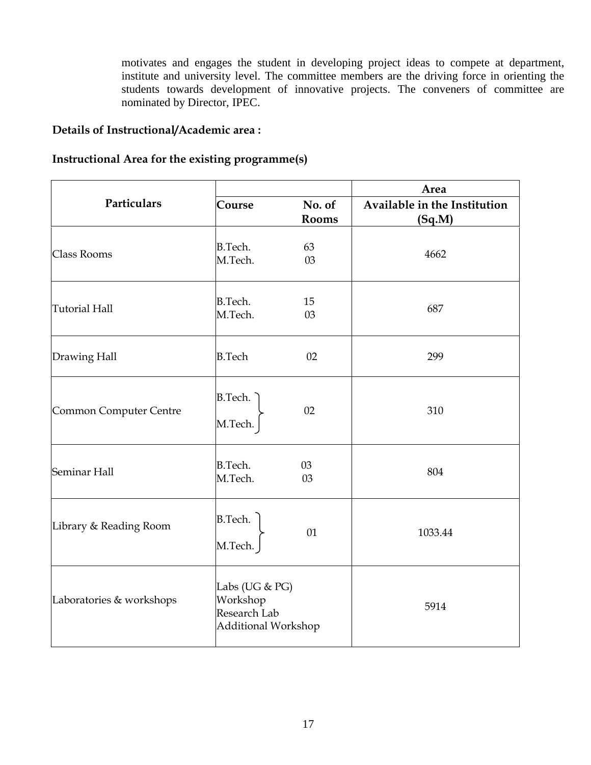motivates and engages the student in developing project ideas to compete at department, institute and university level. The committee members are the driving force in orienting the students towards development of innovative projects. The conveners of committee are nominated by Director, IPEC.

**Details of Instructional/Academic area :**

**Instructional Area for the existing programme(s)**

| Particulars | Course | No. of Rooms | Area Available in the Institution (Sq.M) |
|---|---|---|---|
| Class Rooms | B.Tech.<br>M.Tech. | 63<br>03 | 4662 |
| Tutorial Hall | B.Tech.<br>M.Tech. | 15<br>03 | 687 |
| Drawing Hall | B.Tech | 02 | 299 |
| Common Computer Centre | B.Tech.<br>M.Tech. | 02 | 310 |
| Seminar Hall | B.Tech.<br>M.Tech. | 03<br>03 | 804 |
| Library & Reading Room | B.Tech.<br>M.Tech. | 01 | 1033.44 |
| Laboratories & workshops | Labs (UG & PG)<br>Workshop<br>Research Lab<br>Additional Workshop | | 5914 |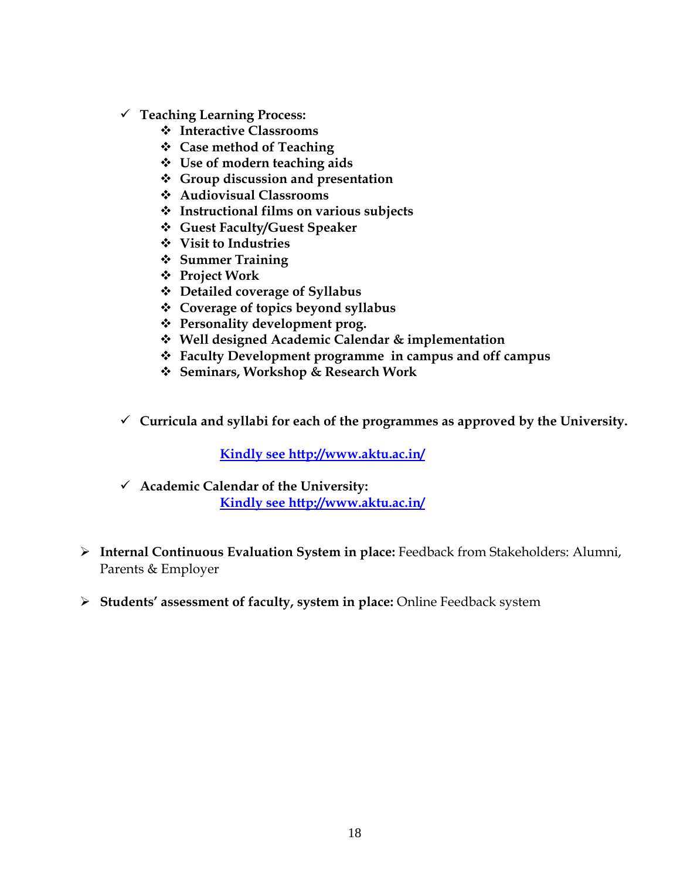- **Teaching Learning Process:**
  - **Interactive Classrooms**
  - **Case method of Teaching**
  - **Use of modern teaching aids**
  - **Group discussion and presentation**
  - **Audiovisual Classrooms**
  - **Instructional films on various subjects**
  - **Guest Faculty/Guest Speaker**
  - **Visit to Industries**
  - **Summer Training**
  - **Project Work**
  - **Detailed coverage of Syllabus**
  - **Coverage of topics beyond syllabus**
  - **Personality development prog.**
  - **Well designed Academic Calendar & implementation**
  - **Faculty Development programme in campus and off campus**
  - **Seminars, Workshop & Research Work**

- **Curricula and syllabi for each of the programmes as approved by the University.**

  [**Kindly see http://www.aktu.ac.in/**](http://www.aktu.ac.in/)

- **Academic Calendar of the University:**

  [**Kindly see http://www.aktu.ac.in/**](http://www.aktu.ac.in/)

- **Internal Continuous Evaluation System in place:** Feedback from Stakeholders: Alumni, Parents & Employer

- **Students' assessment of faculty, system in place:** Online Feedback system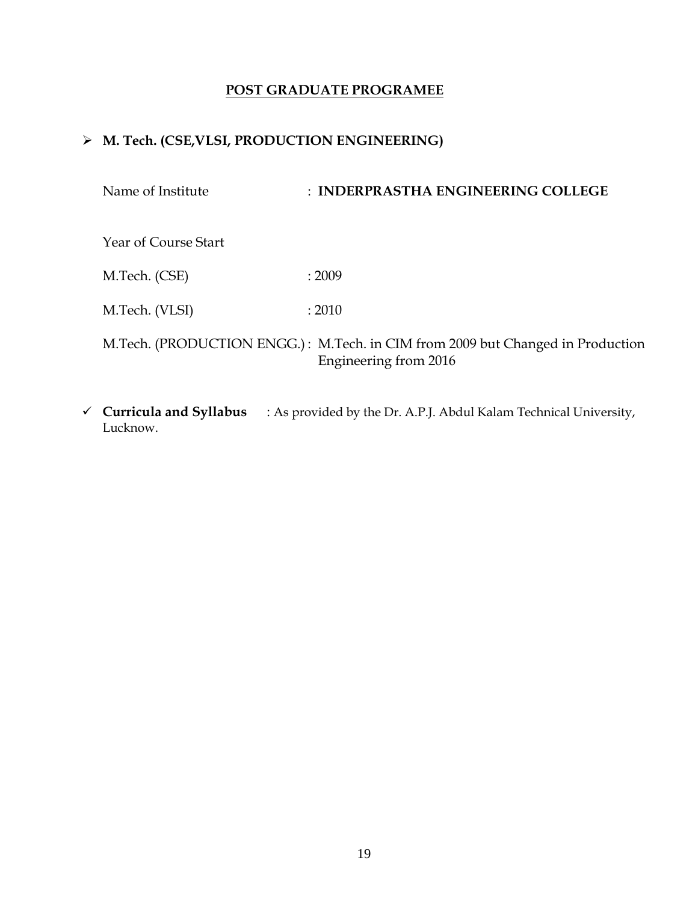## POST GRADUATE PROGRAMEE

- **M. Tech. (CSE,VLSI, PRODUCTION ENGINEERING)**

Name of Institute : **INDERPRASTHA ENGINEERING COLLEGE**

Year of Course Start

M.Tech. (CSE) : 2009

M.Tech. (VLSI) : 2010

M.Tech. (PRODUCTION ENGG.) : M.Tech. in CIM from 2009 but Changed in Production Engineering from 2016

- ✓ **Curricula and Syllabus** : As provided by the Dr. A.P.J. Abdul Kalam Technical University, Lucknow.